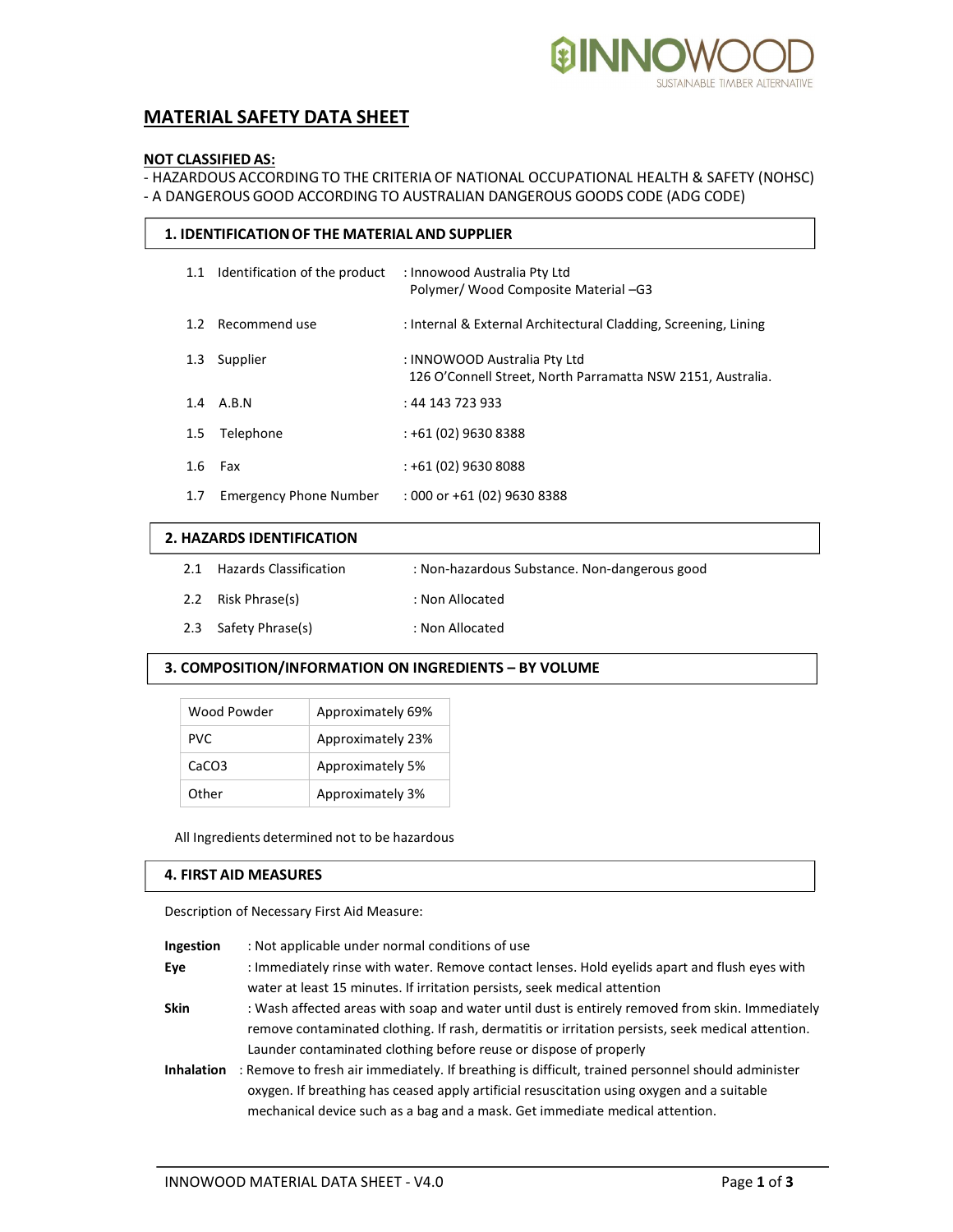# MATERIAL SAFETY DATA SHEET

**NOT CLASSIFIED AS:**

- HAZARDOUS ACCORDING TO THE CRITERIA OF NATIONAL OCCUPATIONAL HEALTH & SAFETY (NOHSC)
- A DANGEROUS GOOD ACCORDING TO AUSTRALIAN DANGEROUS GOODS CODE (ADG CODE)

## 1. IDENTIFICATION OF THE MATERIAL AND SUPPLIER

1.1 Identification of the product : Innowood Australia Pty Ltd
Polymer/ Wood Composite Material –G3

1.2 Recommend use : Internal & External Architectural Cladding, Screening, Lining

1.3 Supplier : INNOWOOD Australia Pty Ltd
126 O'Connell Street, North Parramatta NSW 2151, Australia.

1.4 A.B.N : 44 143 723 933

1.5 Telephone : +61 (02) 9630 8388

1.6 Fax : +61 (02) 9630 8088

1.7 Emergency Phone Number : 000 or +61 (02) 9630 8388

## 2. HAZARDS IDENTIFICATION

2.1 Hazards Classification : Non-hazardous Substance. Non-dangerous good

2.2 Risk Phrase(s) : Non Allocated

2.3 Safety Phrase(s) : Non Allocated

## 3. COMPOSITION/INFORMATION ON INGREDIENTS – BY VOLUME

| | |
|---|---|
| Wood Powder | Approximately 69% |
| PVC | Approximately 23% |
| $CaCO_3$ | Approximately 5% |
| Other | Approximately 3% |

All Ingredients determined not to be hazardous

## 4. FIRST AID MEASURES

Description of Necessary First Aid Measure:

**Ingestion** : Not applicable under normal conditions of use

**Eye** : Immediately rinse with water. Remove contact lenses. Hold eyelids apart and flush eyes with water at least 15 minutes. If irritation persists, seek medical attention

**Skin** : Wash affected areas with soap and water until dust is entirely removed from skin. Immediately remove contaminated clothing. If rash, dermatitis or irritation persists, seek medical attention. Launder contaminated clothing before reuse or dispose of properly

**Inhalation** : Remove to fresh air immediately. If breathing is difficult, trained personnel should administer oxygen. If breathing has ceased apply artificial resuscitation using oxygen and a suitable mechanical device such as a bag and a mask. Get immediate medical attention.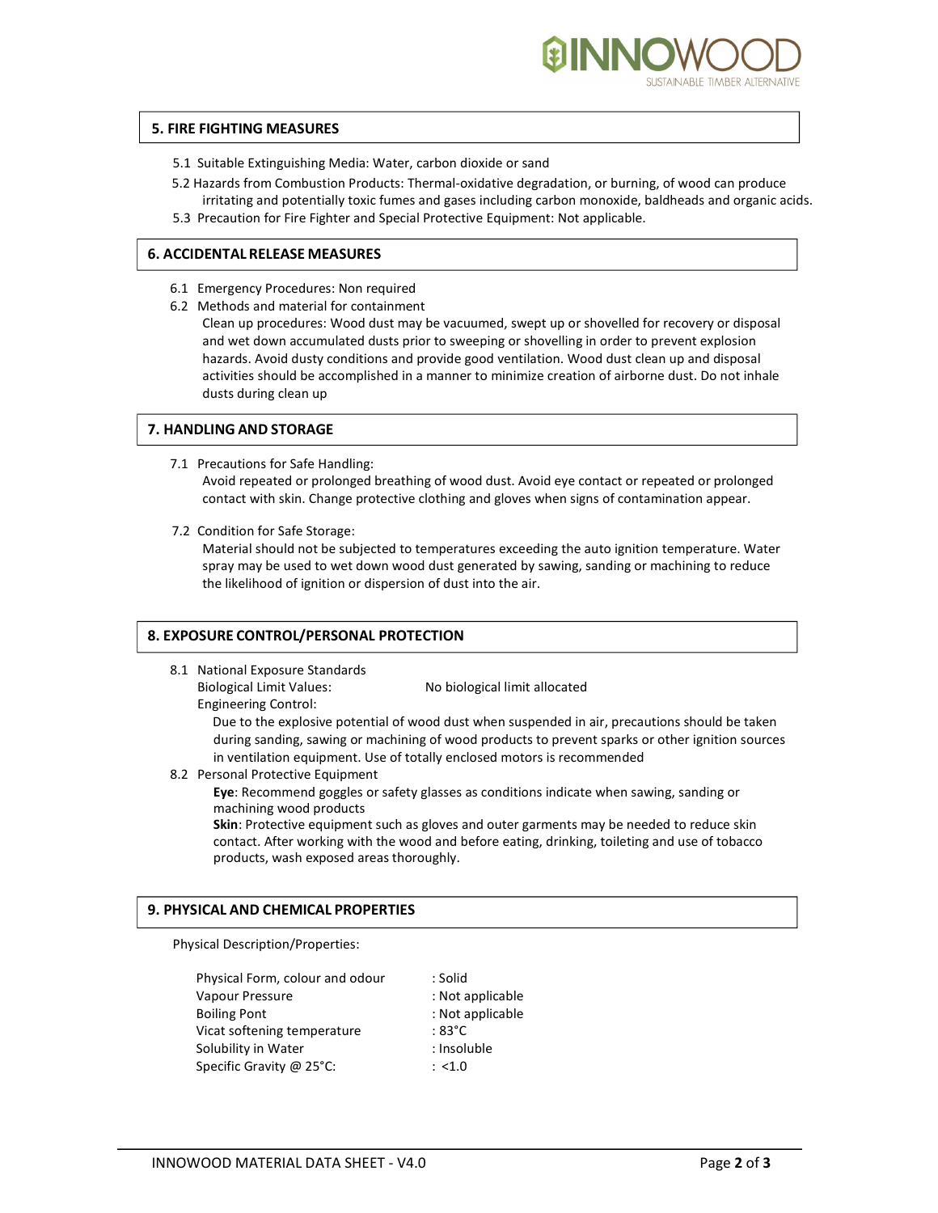## 5. FIRE FIGHTING MEASURES

5.1 Suitable Extinguishing Media: Water, carbon dioxide or sand

5.2 Hazards from Combustion Products: Thermal-oxidative degradation, or burning, of wood can produce irritating and potentially toxic fumes and gases including carbon monoxide, baldheads and organic acids.

5.3 Precaution for Fire Fighter and Special Protective Equipment: Not applicable.

## 6. ACCIDENTAL RELEASE MEASURES

6.1 Emergency Procedures: Non required

6.2 Methods and material for containment

Clean up procedures: Wood dust may be vacuumed, swept up or shovelled for recovery or disposal and wet down accumulated dusts prior to sweeping or shovelling in order to prevent explosion hazards. Avoid dusty conditions and provide good ventilation. Wood dust clean up and disposal activities should be accomplished in a manner to minimize creation of airborne dust. Do not inhale dusts during clean up

## 7. HANDLING AND STORAGE

7.1 Precautions for Safe Handling:

Avoid repeated or prolonged breathing of wood dust. Avoid eye contact or repeated or prolonged contact with skin. Change protective clothing and gloves when signs of contamination appear.

7.2 Condition for Safe Storage:

Material should not be subjected to temperatures exceeding the auto ignition temperature. Water spray may be used to wet down wood dust generated by sawing, sanding or machining to reduce the likelihood of ignition or dispersion of dust into the air.

## 8. EXPOSURE CONTROL/PERSONAL PROTECTION

8.1 National Exposure Standards

Biological Limit Values: No biological limit allocated

Engineering Control:

Due to the explosive potential of wood dust when suspended in air, precautions should be taken during sanding, sawing or machining of wood products to prevent sparks or other ignition sources in ventilation equipment. Use of totally enclosed motors is recommended

8.2 Personal Protective Equipment

**Eye**: Recommend goggles or safety glasses as conditions indicate when sawing, sanding or machining wood products

**Skin**: Protective equipment such as gloves and outer garments may be needed to reduce skin contact. After working with the wood and before eating, drinking, toileting and use of tobacco products, wash exposed areas thoroughly.

## 9. PHYSICAL AND CHEMICAL PROPERTIES

Physical Description/Properties:

| | |
|---|---|
| Physical Form, colour and odour | : Solid |
| Vapour Pressure | : Not applicable |
| Boiling Pont | : Not applicable |
| Vicat softening temperature | : 83°C |
| Solubility in Water | : Insoluble |
| Specific Gravity @ 25°C: | : <1.0 |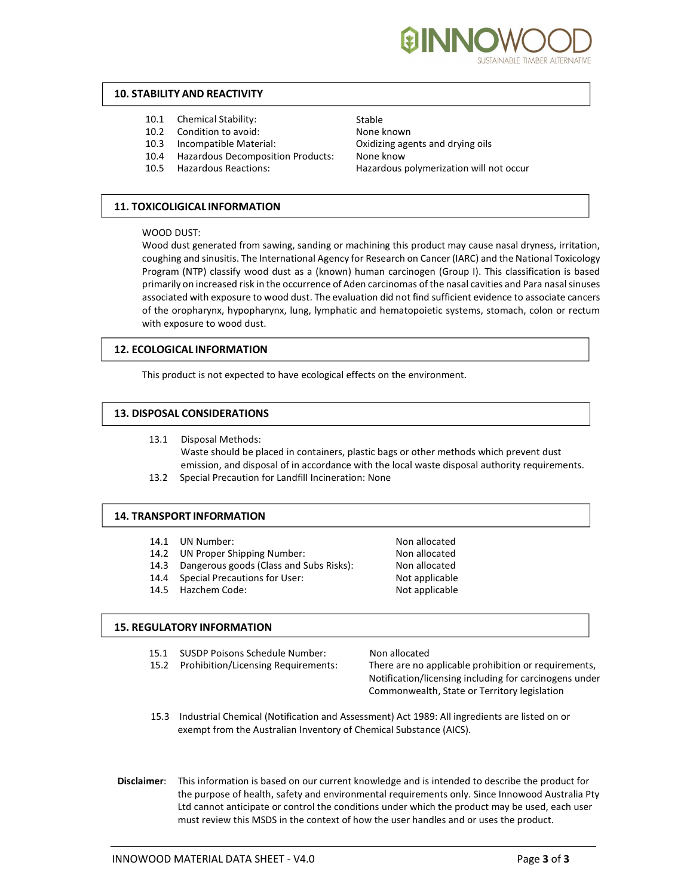## 10. STABILITY AND REACTIVITY

| | | |
|---|---|---|
| 10.1 | Chemical Stability: | Stable |
| 10.2 | Condition to avoid: | None known |
| 10.3 | Incompatible Material: | Oxidizing agents and drying oils |
| 10.4 | Hazardous Decomposition Products: | None know |
| 10.5 | Hazardous Reactions: | Hazardous polymerization will not occur |

## 11. TOXICOLIGICAL INFORMATION

WOOD DUST:

Wood dust generated from sawing, sanding or machining this product may cause nasal dryness, irritation, coughing and sinusitis. The International Agency for Research on Cancer (IARC) and the National Toxicology Program (NTP) classify wood dust as a (known) human carcinogen (Group I). This classification is based primarily on increased risk in the occurrence of Aden carcinomas of the nasal cavities and Para nasal sinuses associated with exposure to wood dust. The evaluation did not find sufficient evidence to associate cancers of the oropharynx, hypopharynx, lung, lymphatic and hematopoietic systems, stomach, colon or rectum with exposure to wood dust.

## 12. ECOLOGICAL INFORMATION

This product is not expected to have ecological effects on the environment.

## 13. DISPOSAL CONSIDERATIONS

13.1 Disposal Methods:
Waste should be placed in containers, plastic bags or other methods which prevent dust emission, and disposal of in accordance with the local waste disposal authority requirements.

13.2 Special Precaution for Landfill Incineration: None

## 14. TRANSPORT INFORMATION

| | | |
|---|---|---|
| 14.1 | UN Number: | Non allocated |
| 14.2 | UN Proper Shipping Number: | Non allocated |
| 14.3 | Dangerous goods (Class and Subs Risks): | Non allocated |
| 14.4 | Special Precautions for User: | Not applicable |
| 14.5 | Hazchem Code: | Not applicable |

## 15. REGULATORY INFORMATION

| | | |
|---|---|---|
| 15.1 | SUSDP Poisons Schedule Number: | Non allocated |
| 15.2 | Prohibition/Licensing Requirements: | There are no applicable prohibition or requirements, Notification/licensing including for carcinogens under Commonwealth, State or Territory legislation |

15.3 Industrial Chemical (Notification and Assessment) Act 1989: All ingredients are listed on or exempt from the Australian Inventory of Chemical Substance (AICS).

**Disclaimer**: This information is based on our current knowledge and is intended to describe the product for the purpose of health, safety and environmental requirements only. Since Innowood Australia Pty Ltd cannot anticipate or control the conditions under which the product may be used, each user must review this MSDS in the context of how the user handles and or uses the product.